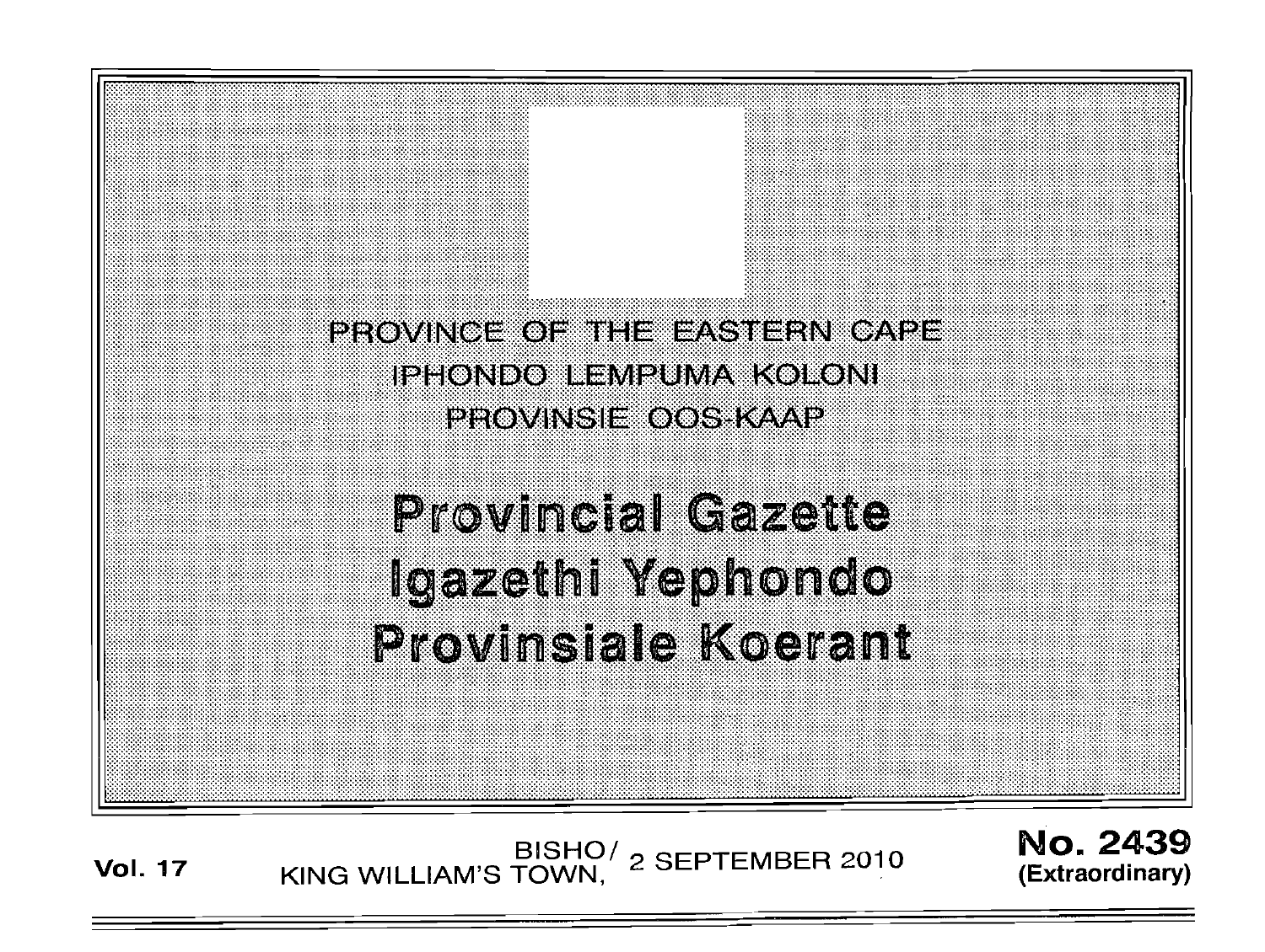PROVINCE OF THE EASTERN CAPE
IPHONDO LEMPUMA KOLONI
PROVINSIE OOS-KAAP

# Provincial Gazette
# Igazethi Yephondo
# Provinsiale Koerant

**Vol. 17** BISHO/ KING WILLIAM'S TOWN, 2 SEPTEMBER 2010 **No. 2439 (Extraordinary)**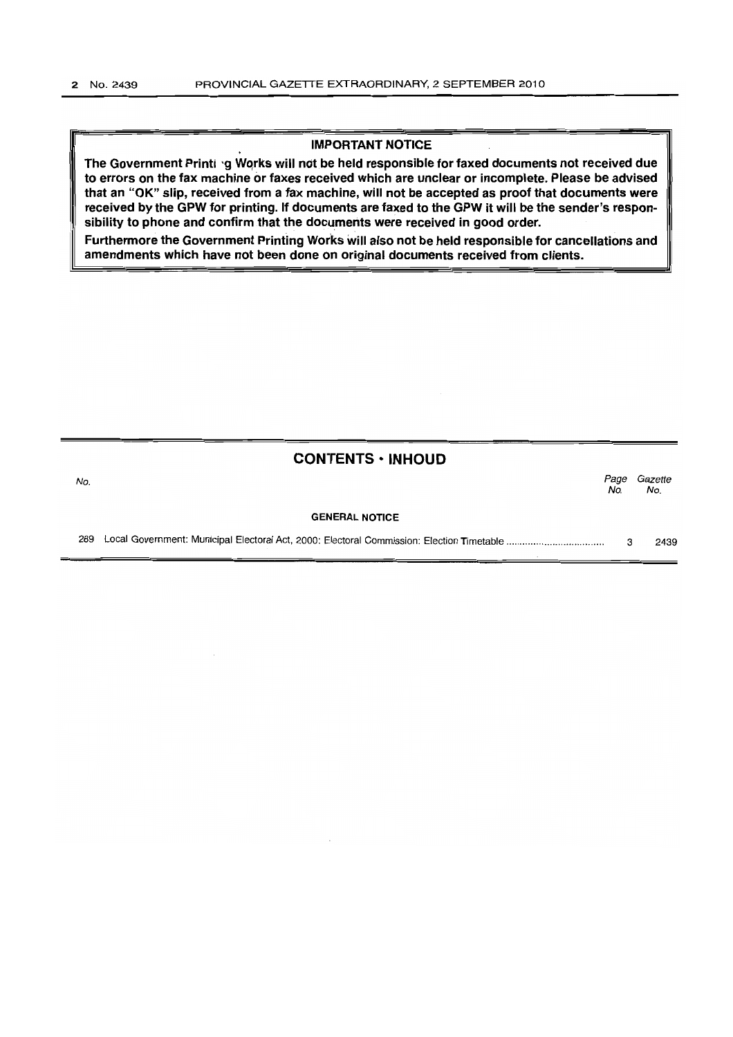**IMPORTANT NOTICE**

**The Government Printing Works will not be held responsible for faxed documents not received due to errors on the fax machine or faxes received which are unclear or incomplete. Please be advised that an "OK" slip, received from a fax machine, will not be accepted as proof that documents were received by the GPW for printing. If documents are faxed to the GPW it will be the sender's responsibility to phone and confirm that the documents were received in good order.**

**Furthermore the Government Printing Works will also not be held responsible for cancellations and amendments which have not been done on original documents received from clients.**

## CONTENTS · INHOUD

| No. | | Page No. | Gazette No. |
|---|---|---|---|
| | **GENERAL NOTICE** | | |
| 269 | Local Government: Municipal Electoral Act, 2000: Electoral Commission: Election Timetable .................................. | 3 | 2439 |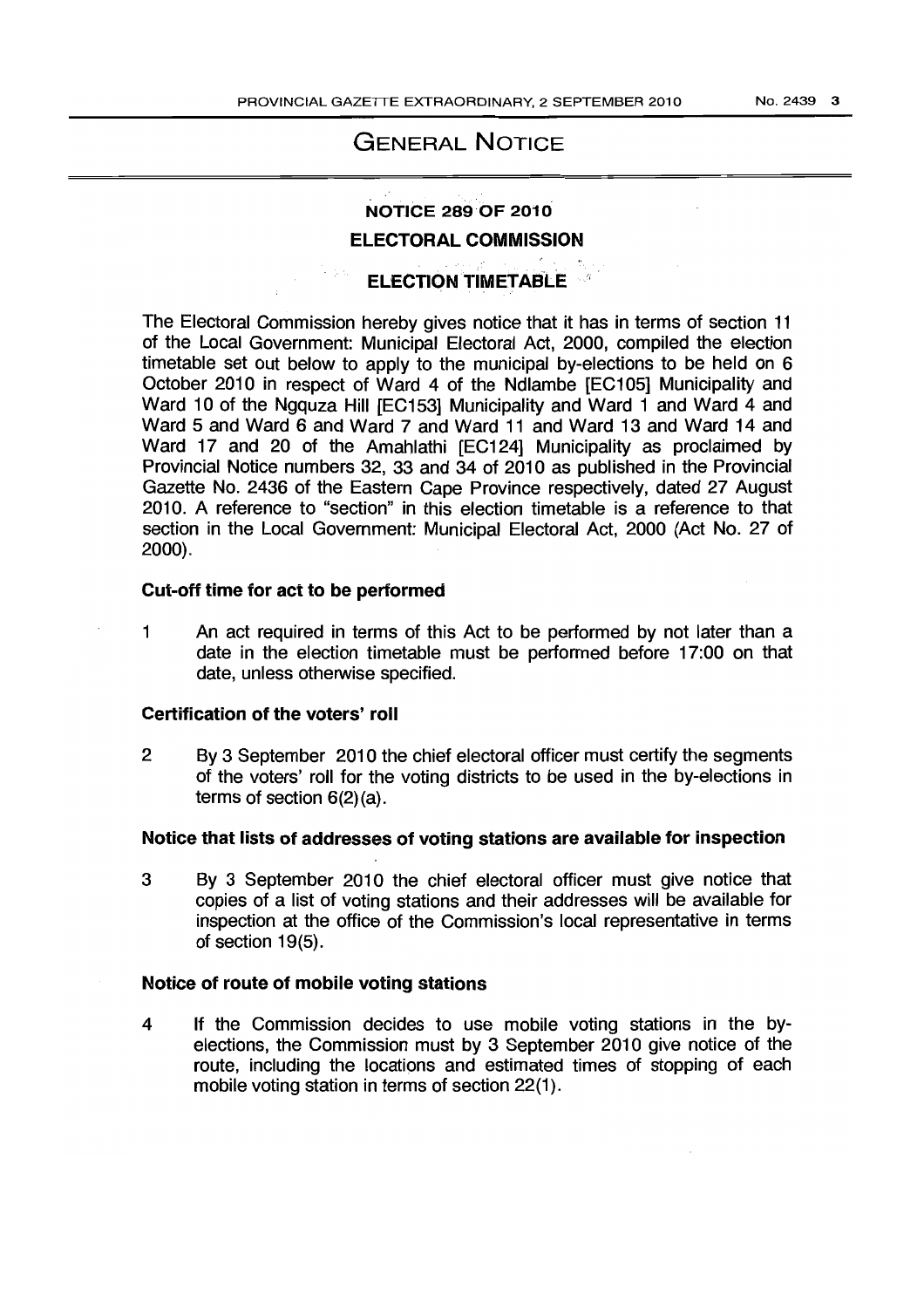# GENERAL NOTICE

## NOTICE 289 OF 2010

## ELECTORAL COMMISSION

## ELECTION TIMETABLE

The Electoral Commission hereby gives notice that it has in terms of section 11 of the Local Government: Municipal Electoral Act, 2000, compiled the election timetable set out below to apply to the municipal by-elections to be held on 6 October 2010 in respect of Ward 4 of the Ndlambe [EC105] Municipality and Ward 10 of the Ngquza Hill [EC153] Municipality and Ward 1 and Ward 4 and Ward 5 and Ward 6 and Ward 7 and Ward 11 and Ward 13 and Ward 14 and Ward 17 and 20 of the Amahlathi [EC124] Municipality as proclaimed by Provincial Notice numbers 32, 33 and 34 of 2010 as published in the Provincial Gazette No. 2436 of the Eastern Cape Province respectively, dated 27 August 2010. A reference to "section" in this election timetable is a reference to that section in the Local Government: Municipal Electoral Act, 2000 (Act No. 27 of 2000).

### Cut-off time for act to be performed

1 An act required in terms of this Act to be performed by not later than a date in the election timetable must be performed before 17:00 on that date, unless otherwise specified.

### Certification of the voters' roll

2 By 3 September 2010 the chief electoral officer must certify the segments of the voters' roll for the voting districts to be used in the by-elections in terms of section 6(2)(a).

### Notice that lists of addresses of voting stations are available for inspection

3 By 3 September 2010 the chief electoral officer must give notice that copies of a list of voting stations and their addresses will be available for inspection at the office of the Commission's local representative in terms of section 19(5).

### Notice of route of mobile voting stations

4 If the Commission decides to use mobile voting stations in the by-elections, the Commission must by 3 September 2010 give notice of the route, including the locations and estimated times of stopping of each mobile voting station in terms of section 22(1).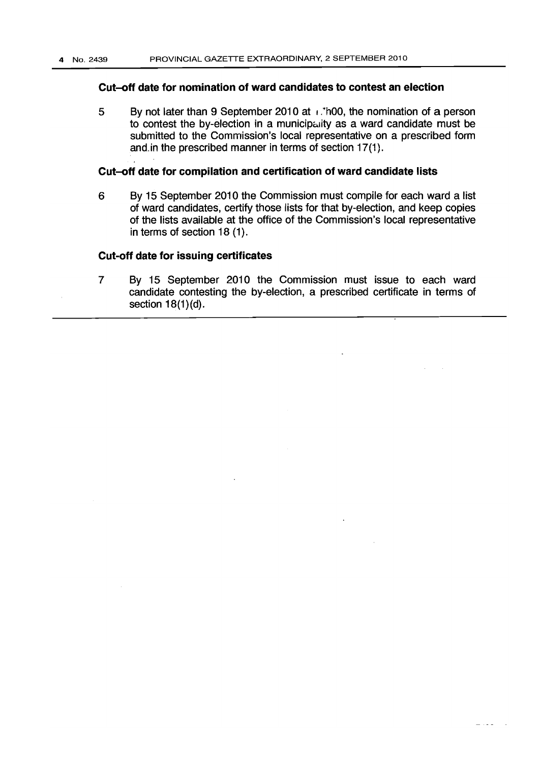### Cut–off date for nomination of ward candidates to contest an election

5 By not later than 9 September 2010 at 17h00, the nomination of a person to contest the by-election in a municipality as a ward candidate must be submitted to the Commission's local representative on a prescribed form and in the prescribed manner in terms of section 17(1).

### Cut–off date for compilation and certification of ward candidate lists

6 By 15 September 2010 the Commission must compile for each ward a list of ward candidates, certify those lists for that by-election, and keep copies of the lists available at the office of the Commission's local representative in terms of section 18 (1).

### Cut-off date for issuing certificates

7 By 15 September 2010 the Commission must issue to each ward candidate contesting the by-election, a prescribed certificate in terms of section 18(1)(d).